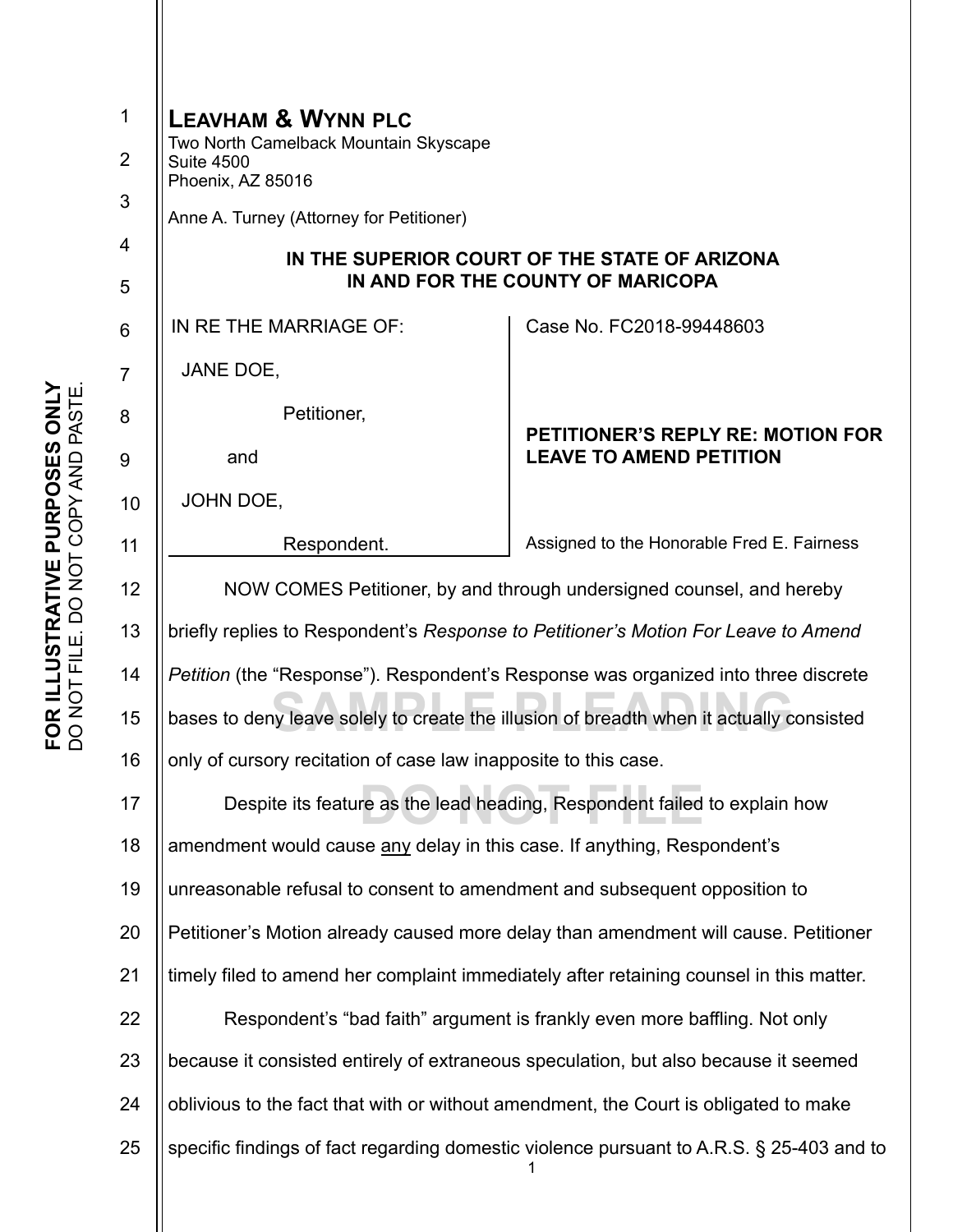**LEAVHAM & WYNN PLC**
Two North Camelback Mountain Skyscape
Suite 4500
Phoenix, AZ 85016

Anne A. Turney (Attorney for Petitioner)

**IN THE SUPERIOR COURT OF THE STATE OF ARIZONA**
**IN AND FOR THE COUNTY OF MARICOPA**

| IN RE THE MARRIAGE OF: | Case No. FC2018-99448603 |
|---|---|
| JANE DOE, | |
| Petitioner, | **PETITIONER'S REPLY RE: MOTION FOR LEAVE TO AMEND PETITION** |
| and | |
| JOHN DOE, | |
| Respondent. | Assigned to the Honorable Fred E. Fairness |

NOW COMES Petitioner, by and through undersigned counsel, and hereby briefly replies to Respondent's *Response to Petitioner's Motion For Leave to Amend Petition* (the "Response"). Respondent's Response was organized into three discrete bases to deny leave solely to create the illusion of breadth when it actually consisted only of cursory recitation of case law inapposite to this case.

Despite its feature as the lead heading, Respondent failed to explain how amendment would cause <u>any</u> delay in this case. If anything, Respondent's unreasonable refusal to consent to amendment and subsequent opposition to Petitioner's Motion already caused more delay than amendment will cause. Petitioner timely filed to amend her complaint immediately after retaining counsel in this matter.

Respondent's "bad faith" argument is frankly even more baffling. Not only because it consisted entirely of extraneous speculation, but also because it seemed oblivious to the fact that with or without amendment, the Court is obligated to make specific findings of fact regarding domestic violence pursuant to A.R.S. § 25-403 and to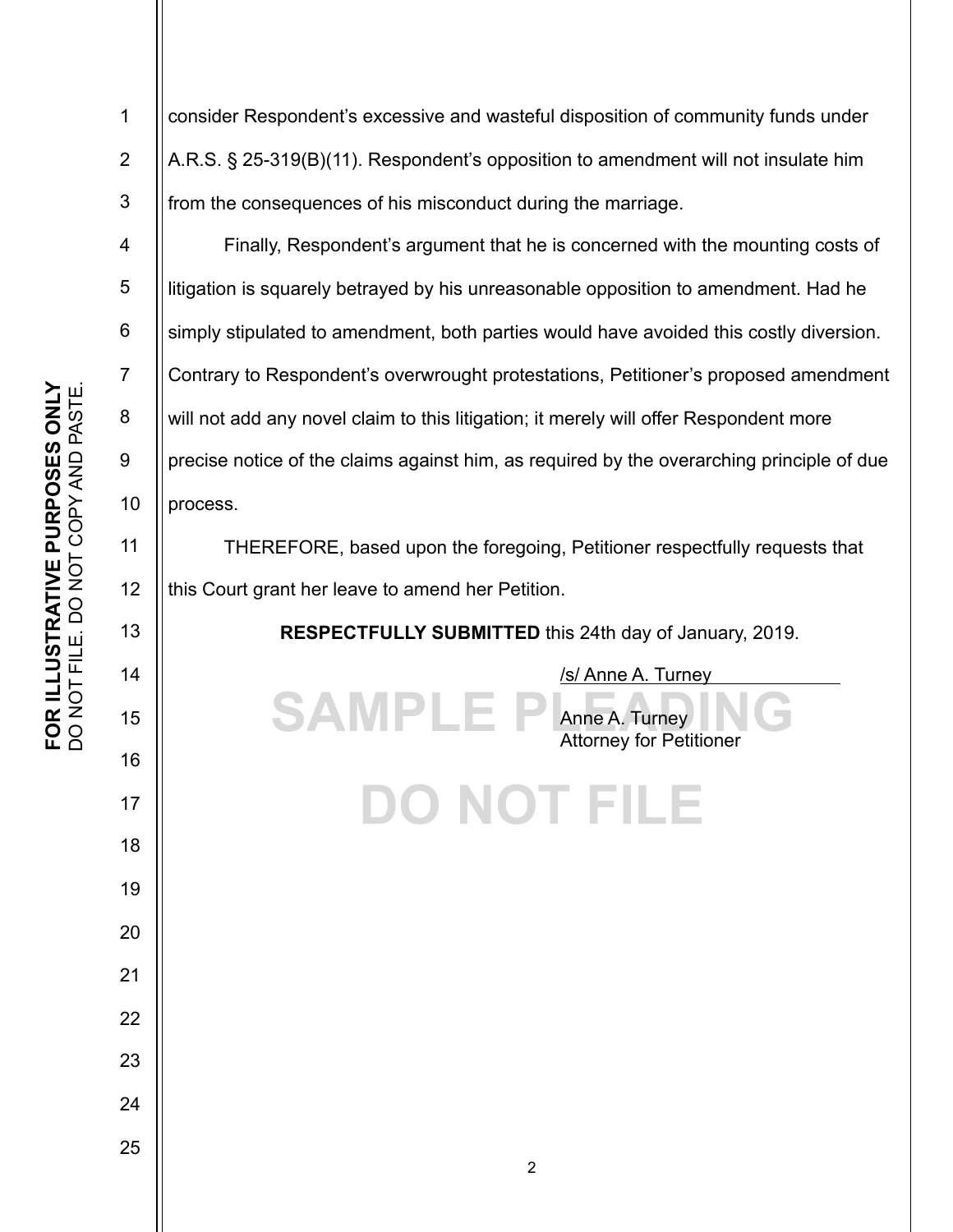consider Respondent's excessive and wasteful disposition of community funds under A.R.S. § 25-319(B)(11). Respondent's opposition to amendment will not insulate him from the consequences of his misconduct during the marriage.

Finally, Respondent's argument that he is concerned with the mounting costs of litigation is squarely betrayed by his unreasonable opposition to amendment. Had he simply stipulated to amendment, both parties would have avoided this costly diversion. Contrary to Respondent's overwrought protestations, Petitioner's proposed amendment will not add any novel claim to this litigation; it merely will offer Respondent more precise notice of the claims against him, as required by the overarching principle of due process.

THEREFORE, based upon the foregoing, Petitioner respectfully requests that this Court grant her leave to amend her Petition.

**RESPECTFULLY SUBMITTED** this 24th day of January, 2019.

/s/ Anne A. Turney

Anne A. Turney
Attorney for Petitioner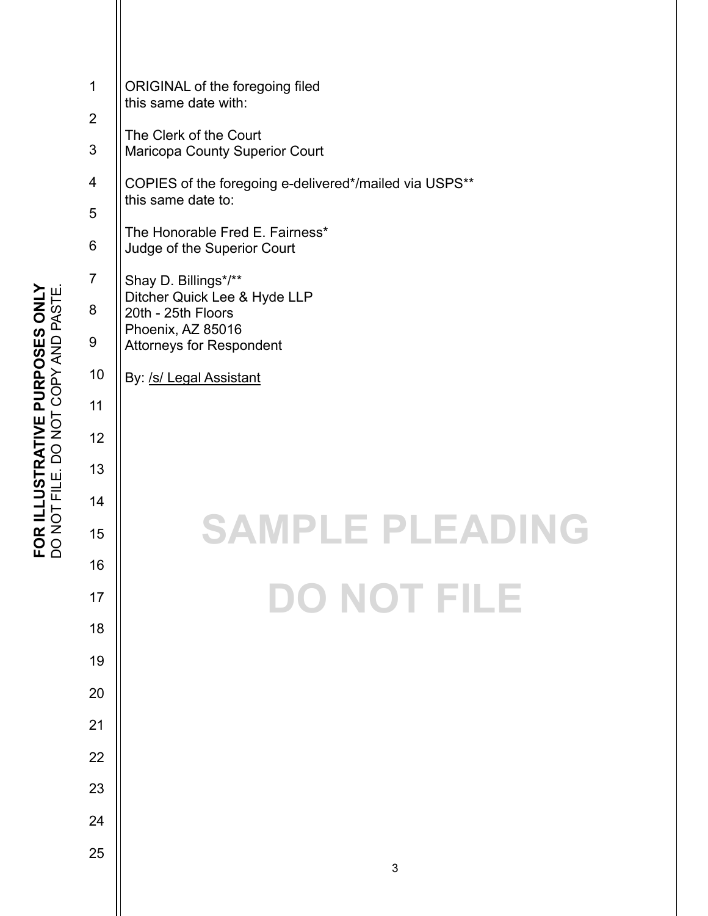ORIGINAL of the foregoing filed
this same date with:

The Clerk of the Court
Maricopa County Superior Court

COPIES of the foregoing e-delivered*/mailed via USPS**
this same date to:

The Honorable Fred E. Fairness*
Judge of the Superior Court

Shay D. Billings*/**
Ditcher Quick Lee & Hyde LLP
20th - 25th Floors
Phoenix, AZ 85016
Attorneys for Respondent

By: /s/ Legal Assistant

**FOR ILLUSTRATIVE PURPOSES ONLY**
DO NOT FILE. DO NOT COPY AND PASTE.

SAMPLE PLEADING
DO NOT FILE